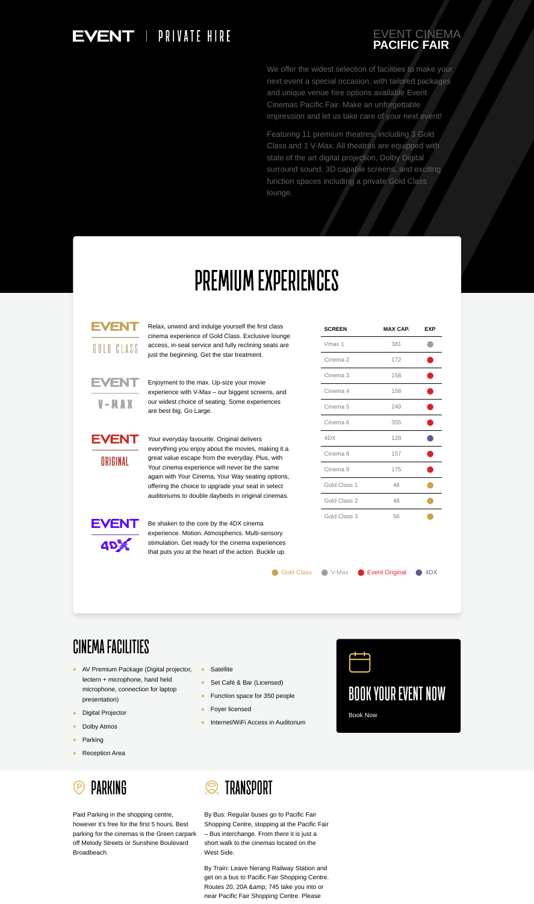# EVENT | PRIVATE HIRE

## EVENT CINEMA
**PACIFIC FAIR**

We offer the widest selection of facilities to make your next event a special occasion, with tailored packages and unique venue hire options available Event Cinemas Pacific Fair. Make an unforgettable impression and let us take care of your next event!

Featuring 11 premium theatres, including 3 Gold Class and 1 V-Max. All theatres are equipped with state of the art digital projection, Dolby Digital surround sound, 3D capable screens, and exciting function spaces including a private Gold Class lounge.

# PREMIUM EXPERIENCES

**EVENT GOLD CLASS**

Relax, unwind and indulge yourself the first class cinema experience of Gold Class. Exclusive lounge access, in-seat service and fully reclining seats are just the beginning. Get the star treatment.

**EVENT V-MAX**

Enjoyment to the max. Up-size your movie experience with V-Max – our biggest screens, and our widest choice of seating. Some experiences are best big. Go Large.

**EVENT ORIGINAL**

Your everyday favourite. Original delivers everything you enjoy about the movies, making it a great value escape from the everyday. Plus, with Your cinema experience will never be the same again with Your Cinema, Your Way seating options, offering the choice to upgrade your seat in select auditoriums to double daybeds in original cinemas.

**EVENT 4DX**

Be shaken to the core by the 4DX cinema experience. Motion. Atmospherics. Multi-sensory stimulation. Get ready for the cinema experiences that puts you at the heart of the action. Buckle up.

| SCREEN | MAX CAP. | EXP |
|---|---|---|
| Vmax 1 | 381 | V-Max |
| Cinema 2 | 172 | Event Original |
| Cinema 3 | 158 | Event Original |
| Cinema 4 | 158 | Event Original |
| Cinema 5 | 249 | Event Original |
| Cinema 6 | 355 | Event Original |
| 4DX | 128 | 4DX |
| Cinema 8 | 157 | Event Original |
| Cinema 9 | 175 | Event Original |
| Gold Class 1 | 48 | Gold Class |
| Gold Class 2 | 48 | Gold Class |
| Gold Class 3 | 56 | Gold Class |

Gold Class | V-Max | Event Original | 4DX

## CINEMA FACILITIES

- AV Premium Package (Digital projector, lectern + microphone, hand held microphone, connection for laptop presentation)
- Digital Projector
- Dolby Atmos
- Parking
- Reception Area
- Satellite
- Set Café & Bar (Licensed)
- Function space for 350 people
- Foyer licensed
- Internet/WiFi Access in Auditorium

## BOOK YOUR EVENT NOW

Book Now

## PARKING

Paid Parking in the shopping centre, however it's free for the first 5 hours. Best parking for the cinemas is the Green carpark off Melody Streets or Sunshine Boulevard Broadbeach.

## TRANSPORT

By Bus: Regular buses go to Pacific Fair Shopping Centre, stopping at the Pacific Fair – Bus interchange. From there it is just a short walk to the cinemas located on the West Side.

By Train: Leave Nerang Railway Station and get on a bus to Pacific Fair Shopping Centre. Routes 20, 20A &amp; 745 take you into or near Pacific Fair Shopping Centre. Please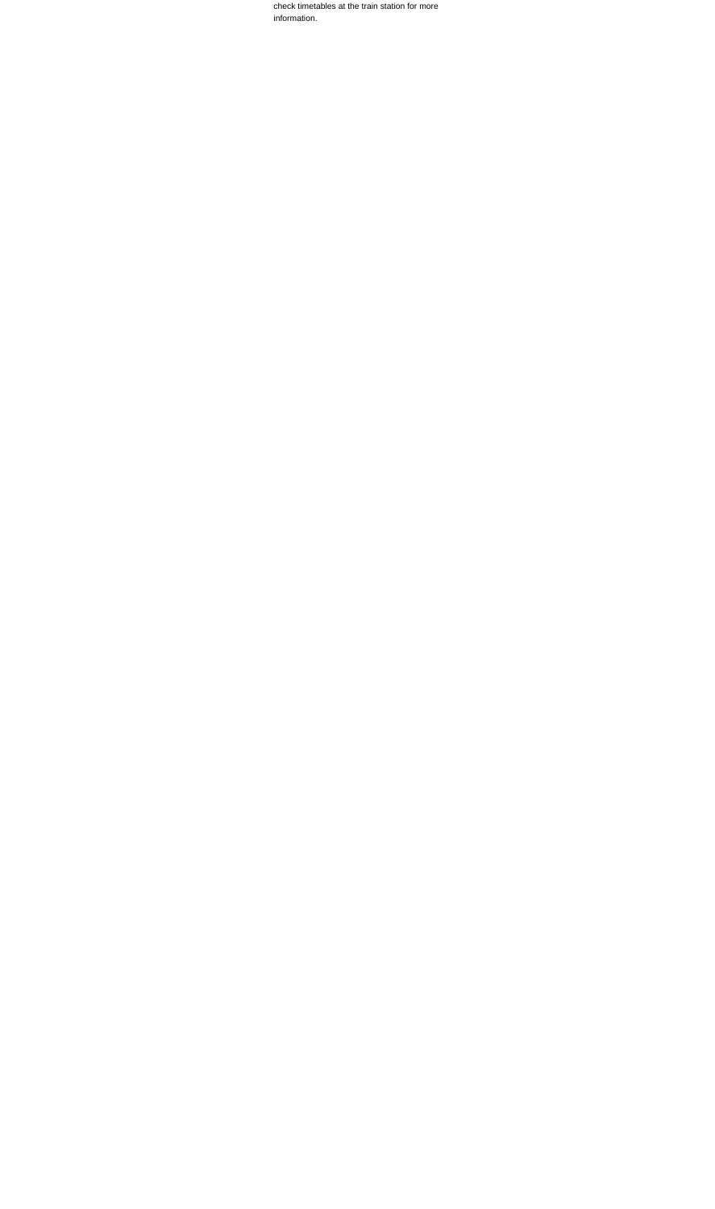check timetables at the train station for more information.